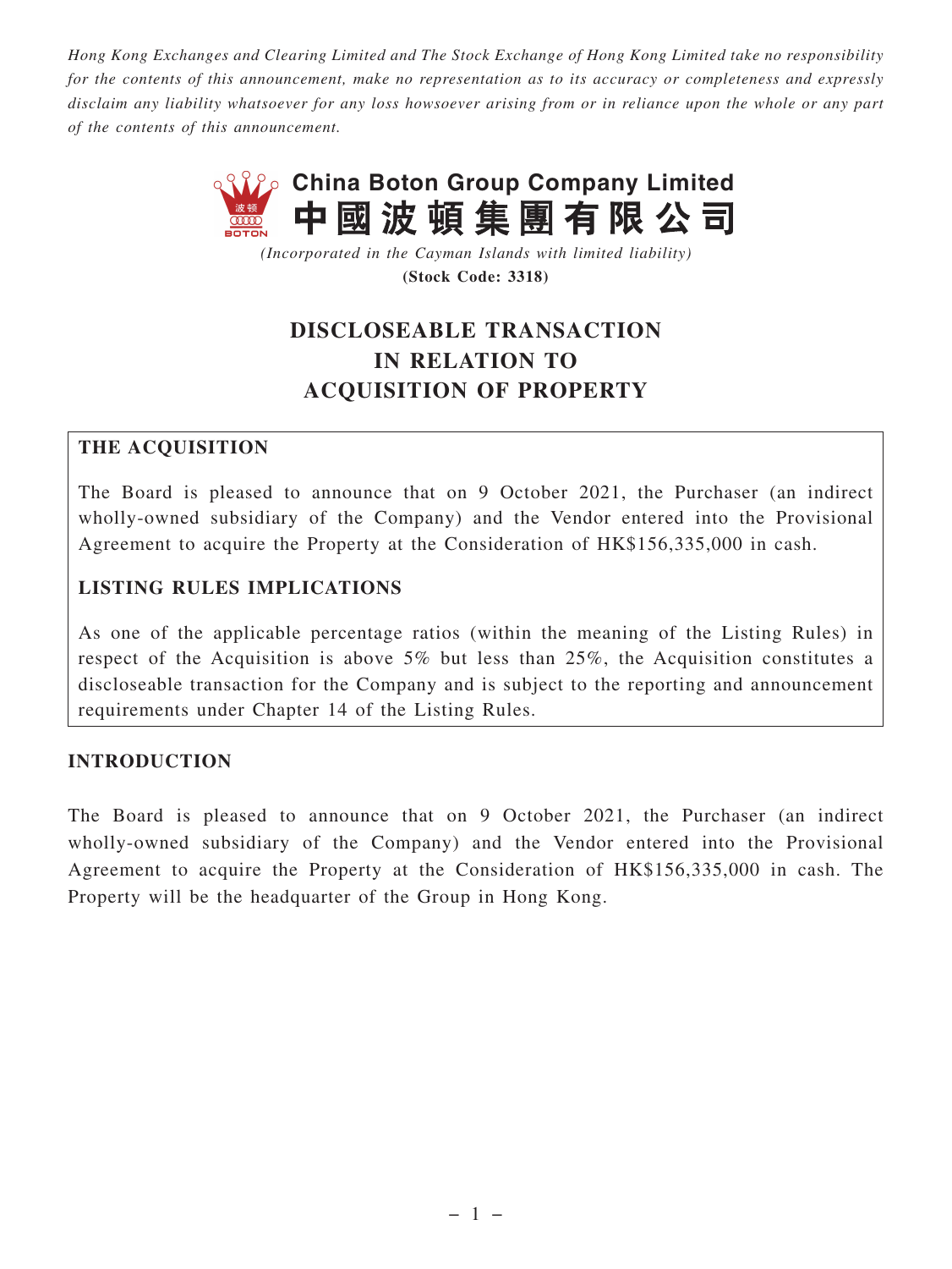*Hong Kong Exchanges and Clearing Limited and The Stock Exchange of Hong Kong Limited take no responsibility for the contents of this announcement, make no representation as to its accuracy or completeness and expressly disclaim any liability whatsoever for any loss howsoever arising from or in reliance upon the whole or any part of the contents of this announcement.*

**China Boton Group Company Limited**
**中國波頓集團有限公司**

*(Incorporated in the Cayman Islands with limited liability)*
**(Stock Code: 3318)**

# DISCLOSEABLE TRANSACTION IN RELATION TO ACQUISITION OF PROPERTY

**THE ACQUISITION**

The Board is pleased to announce that on 9 October 2021, the Purchaser (an indirect wholly-owned subsidiary of the Company) and the Vendor entered into the Provisional Agreement to acquire the Property at the Consideration of HK$156,335,000 in cash.

**LISTING RULES IMPLICATIONS**

As one of the applicable percentage ratios (within the meaning of the Listing Rules) in respect of the Acquisition is above 5% but less than 25%, the Acquisition constitutes a discloseable transaction for the Company and is subject to the reporting and announcement requirements under Chapter 14 of the Listing Rules.

## INTRODUCTION

The Board is pleased to announce that on 9 October 2021, the Purchaser (an indirect wholly-owned subsidiary of the Company) and the Vendor entered into the Provisional Agreement to acquire the Property at the Consideration of HK$156,335,000 in cash. The Property will be the headquarter of the Group in Hong Kong.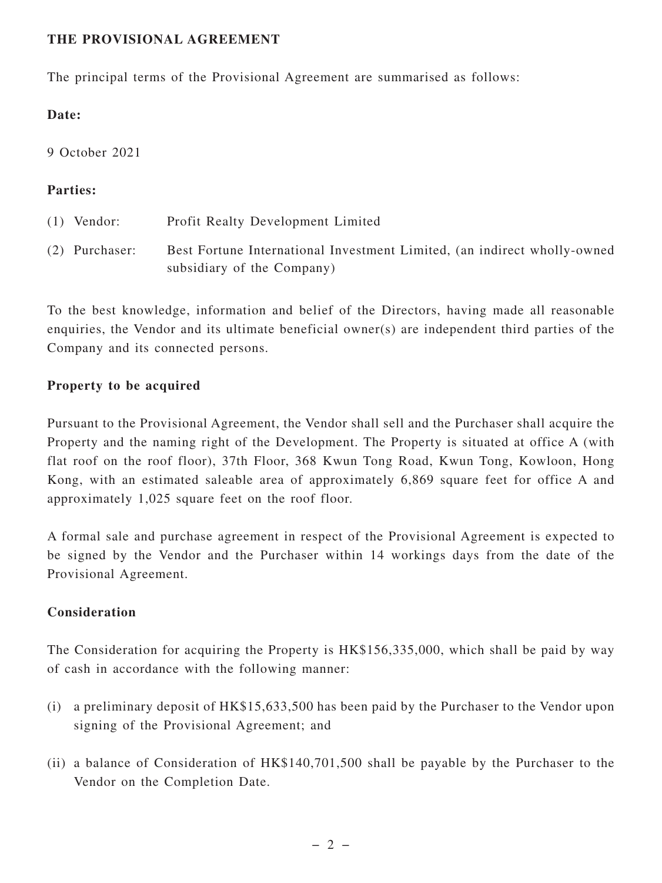## THE PROVISIONAL AGREEMENT

The principal terms of the Provisional Agreement are summarised as follows:

**Date:**

9 October 2021

**Parties:**

(1) Vendor: Profit Realty Development Limited

(2) Purchaser: Best Fortune International Investment Limited, (an indirect wholly-owned subsidiary of the Company)

To the best knowledge, information and belief of the Directors, having made all reasonable enquiries, the Vendor and its ultimate beneficial owner(s) are independent third parties of the Company and its connected persons.

**Property to be acquired**

Pursuant to the Provisional Agreement, the Vendor shall sell and the Purchaser shall acquire the Property and the naming right of the Development. The Property is situated at office A (with flat roof on the roof floor), 37th Floor, 368 Kwun Tong Road, Kwun Tong, Kowloon, Hong Kong, with an estimated saleable area of approximately 6,869 square feet for office A and approximately 1,025 square feet on the roof floor.

A formal sale and purchase agreement in respect of the Provisional Agreement is expected to be signed by the Vendor and the Purchaser within 14 workings days from the date of the Provisional Agreement.

**Consideration**

The Consideration for acquiring the Property is HK$156,335,000, which shall be paid by way of cash in accordance with the following manner:

(i) a preliminary deposit of HK$15,633,500 has been paid by the Purchaser to the Vendor upon signing of the Provisional Agreement; and

(ii) a balance of Consideration of HK$140,701,500 shall be payable by the Purchaser to the Vendor on the Completion Date.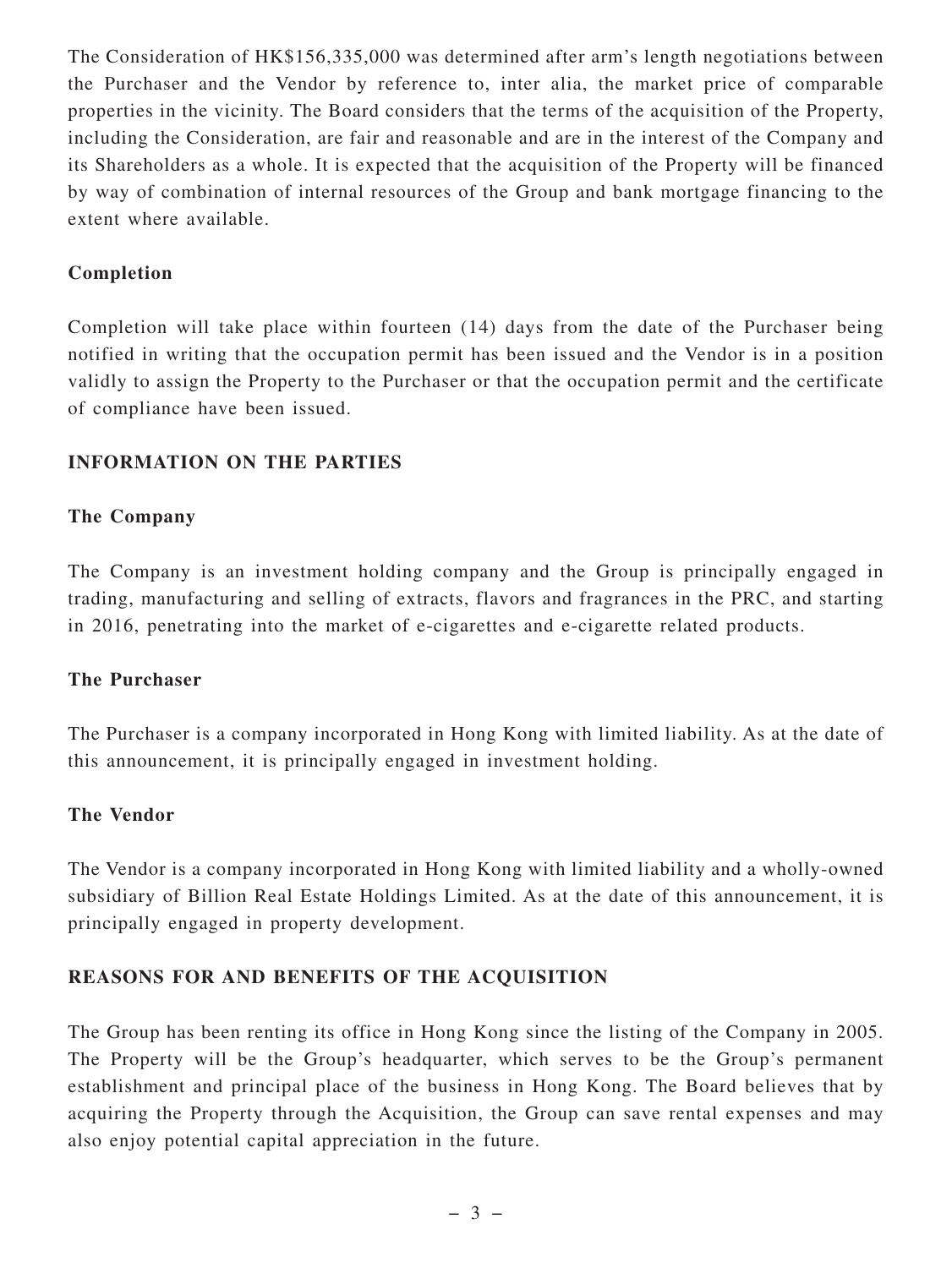The Consideration of HK$156,335,000 was determined after arm's length negotiations between the Purchaser and the Vendor by reference to, inter alia, the market price of comparable properties in the vicinity. The Board considers that the terms of the acquisition of the Property, including the Consideration, are fair and reasonable and are in the interest of the Company and its Shareholders as a whole. It is expected that the acquisition of the Property will be financed by way of combination of internal resources of the Group and bank mortgage financing to the extent where available.

### Completion

Completion will take place within fourteen (14) days from the date of the Purchaser being notified in writing that the occupation permit has been issued and the Vendor is in a position validly to assign the Property to the Purchaser or that the occupation permit and the certificate of compliance have been issued.

## INFORMATION ON THE PARTIES

### The Company

The Company is an investment holding company and the Group is principally engaged in trading, manufacturing and selling of extracts, flavors and fragrances in the PRC, and starting in 2016, penetrating into the market of e-cigarettes and e-cigarette related products.

### The Purchaser

The Purchaser is a company incorporated in Hong Kong with limited liability. As at the date of this announcement, it is principally engaged in investment holding.

### The Vendor

The Vendor is a company incorporated in Hong Kong with limited liability and a wholly-owned subsidiary of Billion Real Estate Holdings Limited. As at the date of this announcement, it is principally engaged in property development.

## REASONS FOR AND BENEFITS OF THE ACQUISITION

The Group has been renting its office in Hong Kong since the listing of the Company in 2005. The Property will be the Group's headquarter, which serves to be the Group's permanent establishment and principal place of the business in Hong Kong. The Board believes that by acquiring the Property through the Acquisition, the Group can save rental expenses and may also enjoy potential capital appreciation in the future.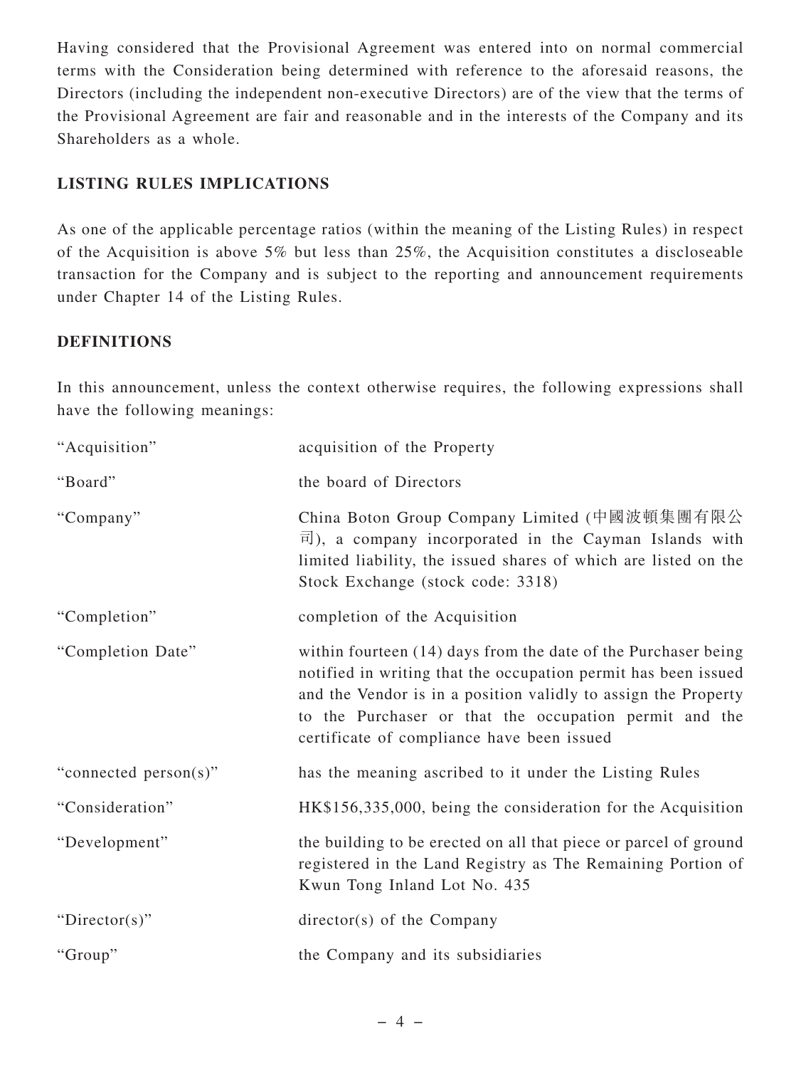Having considered that the Provisional Agreement was entered into on normal commercial terms with the Consideration being determined with reference to the aforesaid reasons, the Directors (including the independent non-executive Directors) are of the view that the terms of the Provisional Agreement are fair and reasonable and in the interests of the Company and its Shareholders as a whole.

## LISTING RULES IMPLICATIONS

As one of the applicable percentage ratios (within the meaning of the Listing Rules) in respect of the Acquisition is above 5% but less than 25%, the Acquisition constitutes a discloseable transaction for the Company and is subject to the reporting and announcement requirements under Chapter 14 of the Listing Rules.

## DEFINITIONS

In this announcement, unless the context otherwise requires, the following expressions shall have the following meanings:

| | |
|---|---|
| "Acquisition" | acquisition of the Property |
| "Board" | the board of Directors |
| "Company" | China Boton Group Company Limited (中國波頓集團有限公司), a company incorporated in the Cayman Islands with limited liability, the issued shares of which are listed on the Stock Exchange (stock code: 3318) |
| "Completion" | completion of the Acquisition |
| "Completion Date" | within fourteen (14) days from the date of the Purchaser being notified in writing that the occupation permit has been issued and the Vendor is in a position validly to assign the Property to the Purchaser or that the occupation permit and the certificate of compliance have been issued |
| "connected person(s)" | has the meaning ascribed to it under the Listing Rules |
| "Consideration" | HK$156,335,000, being the consideration for the Acquisition |
| "Development" | the building to be erected on all that piece or parcel of ground registered in the Land Registry as The Remaining Portion of Kwun Tong Inland Lot No. 435 |
| "Director(s)" | director(s) of the Company |
| "Group" | the Company and its subsidiaries |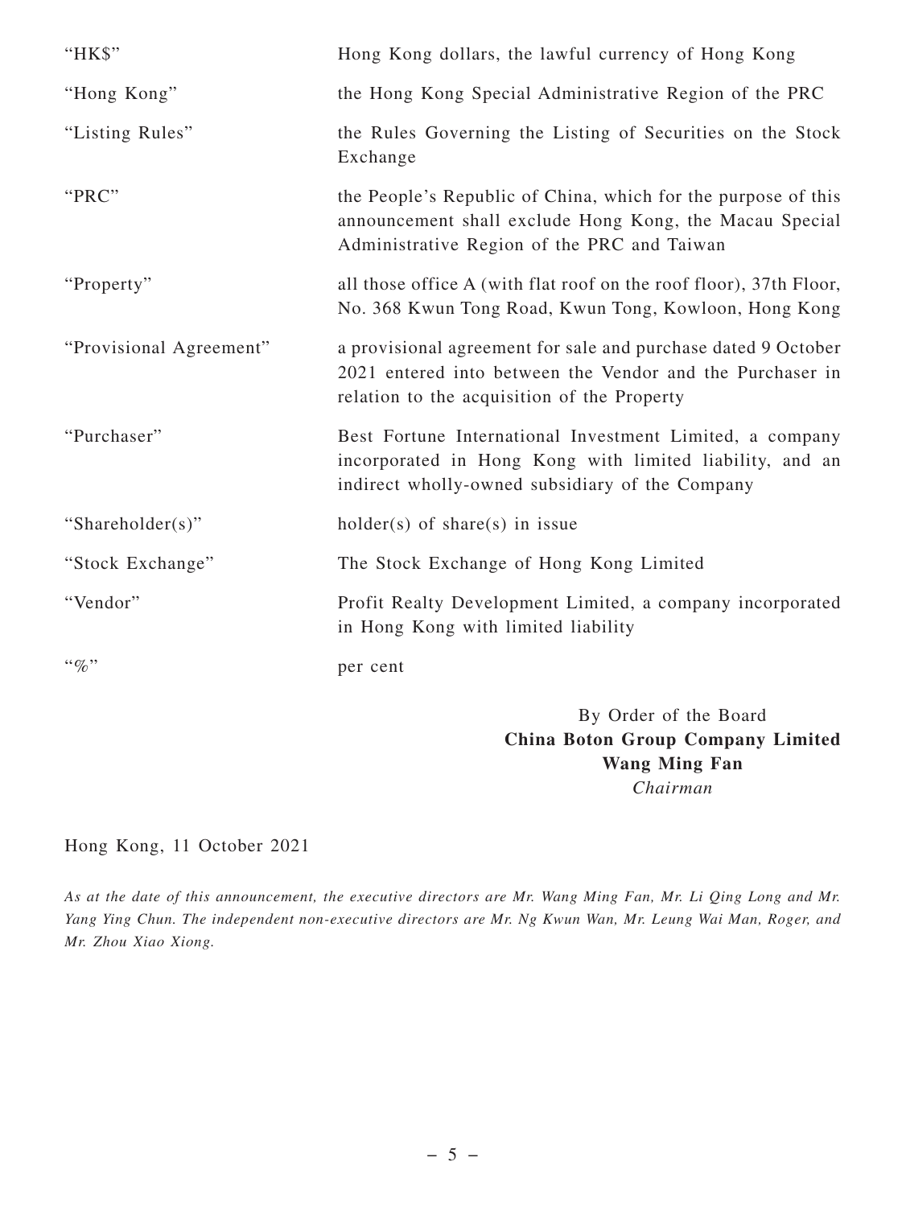| | |
|---|---|
| "HK$" | Hong Kong dollars, the lawful currency of Hong Kong |
| "Hong Kong" | the Hong Kong Special Administrative Region of the PRC |
| "Listing Rules" | the Rules Governing the Listing of Securities on the Stock Exchange |
| "PRC" | the People's Republic of China, which for the purpose of this announcement shall exclude Hong Kong, the Macau Special Administrative Region of the PRC and Taiwan |
| "Property" | all those office A (with flat roof on the roof floor), 37th Floor, No. 368 Kwun Tong Road, Kwun Tong, Kowloon, Hong Kong |
| "Provisional Agreement" | a provisional agreement for sale and purchase dated 9 October 2021 entered into between the Vendor and the Purchaser in relation to the acquisition of the Property |
| "Purchaser" | Best Fortune International Investment Limited, a company incorporated in Hong Kong with limited liability, and an indirect wholly-owned subsidiary of the Company |
| "Shareholder(s)" | holder(s) of share(s) in issue |
| "Stock Exchange" | The Stock Exchange of Hong Kong Limited |
| "Vendor" | Profit Realty Development Limited, a company incorporated in Hong Kong with limited liability |
| "%" | per cent |

By Order of the Board
**China Boton Group Company Limited**
**Wang Ming Fan**
*Chairman*

Hong Kong, 11 October 2021

*As at the date of this announcement, the executive directors are Mr. Wang Ming Fan, Mr. Li Qing Long and Mr. Yang Ying Chun. The independent non-executive directors are Mr. Ng Kwun Wan, Mr. Leung Wai Man, Roger, and Mr. Zhou Xiao Xiong.*